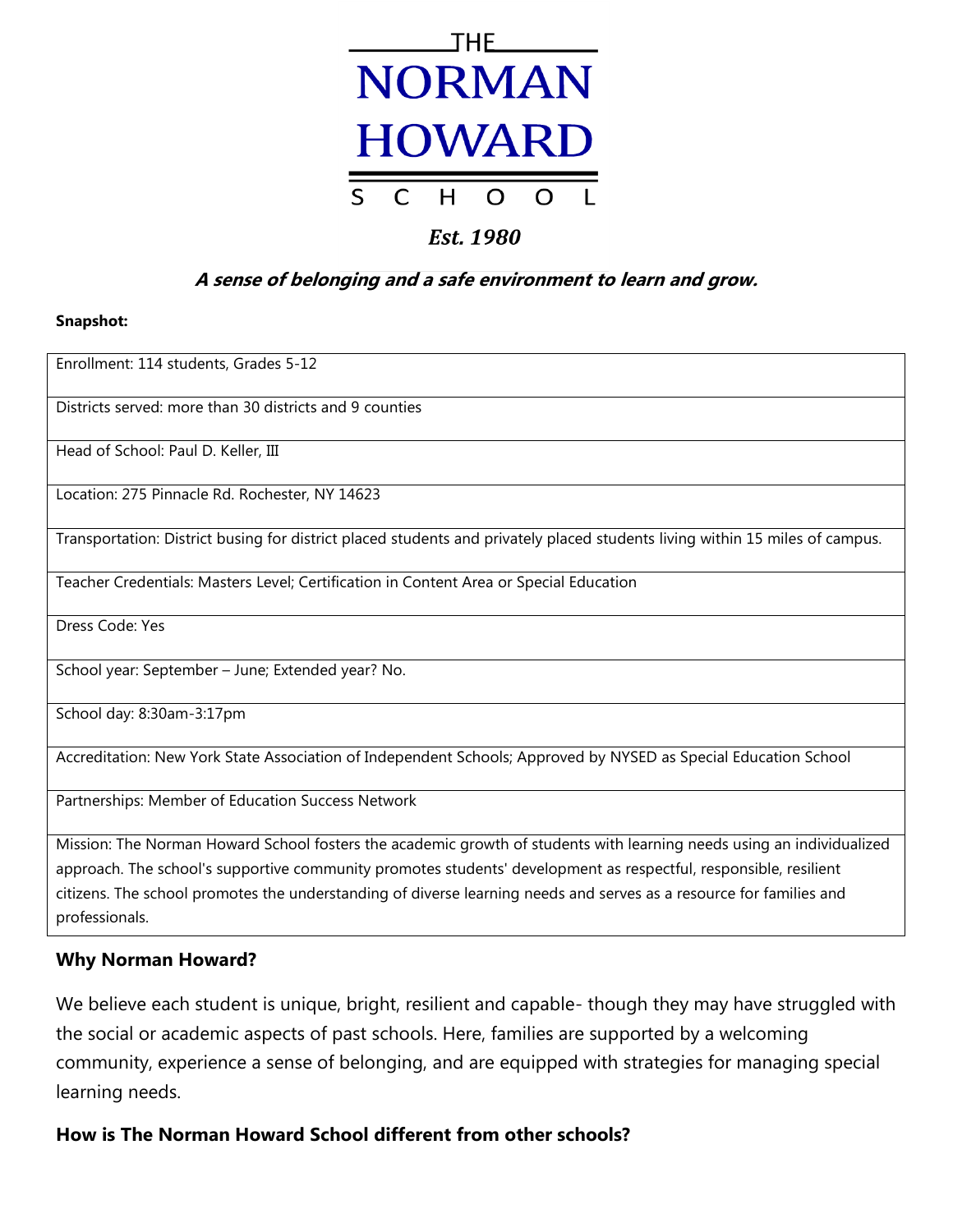# THE NORMAN HOWARD SCHOOL

***Est. 1980***

***A sense of belonging and a safe environment to learn and grow.***

**Snapshot:**

| |
|---|
| Enrollment: 114 students, Grades 5-12 |
| Districts served: more than 30 districts and 9 counties |
| Head of School: Paul D. Keller, III |
| Location: 275 Pinnacle Rd. Rochester, NY 14623 |
| Transportation: District busing for district placed students and privately placed students living within 15 miles of campus. |
| Teacher Credentials: Masters Level; Certification in Content Area or Special Education |
| Dress Code: Yes |
| School year: September – June; Extended year? No. |
| School day: 8:30am-3:17pm |
| Accreditation: New York State Association of Independent Schools; Approved by NYSED as Special Education School |
| Partnerships: Member of Education Success Network |
| Mission: The Norman Howard School fosters the academic growth of students with learning needs using an individualized approach. The school's supportive community promotes students' development as respectful, responsible, resilient citizens. The school promotes the understanding of diverse learning needs and serves as a resource for families and professionals. |

## Why Norman Howard?

We believe each student is unique, bright, resilient and capable- though they may have struggled with the social or academic aspects of past schools. Here, families are supported by a welcoming community, experience a sense of belonging, and are equipped with strategies for managing special learning needs.

## How is The Norman Howard School different from other schools?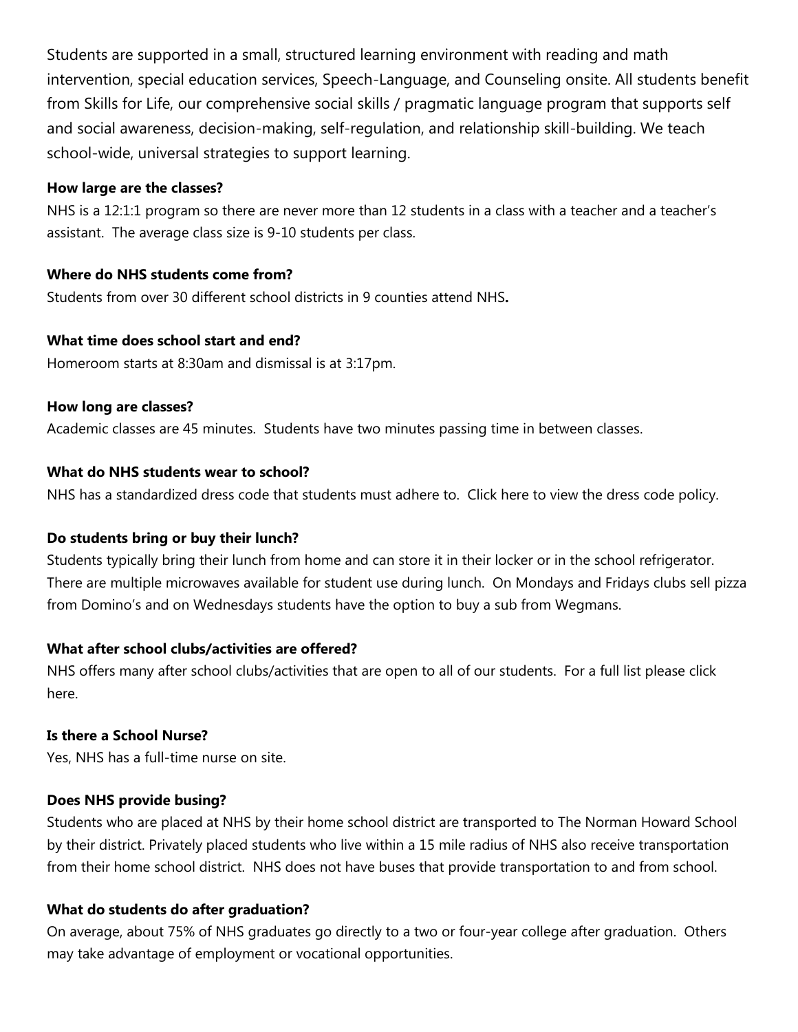Students are supported in a small, structured learning environment with reading and math intervention, special education services, Speech-Language, and Counseling onsite. All students benefit from Skills for Life, our comprehensive social skills / pragmatic language program that supports self and social awareness, decision-making, self-regulation, and relationship skill-building. We teach school-wide, universal strategies to support learning.

**How large are the classes?**

NHS is a 12:1:1 program so there are never more than 12 students in a class with a teacher and a teacher's assistant. The average class size is 9-10 students per class.

**Where do NHS students come from?**

Students from over 30 different school districts in 9 counties attend NHS**.**

**What time does school start and end?**

Homeroom starts at 8:30am and dismissal is at 3:17pm.

**How long are classes?**

Academic classes are 45 minutes. Students have two minutes passing time in between classes.

**What do NHS students wear to school?**

NHS has a standardized dress code that students must adhere to. Click here to view the dress code policy.

**Do students bring or buy their lunch?**

Students typically bring their lunch from home and can store it in their locker or in the school refrigerator. There are multiple microwaves available for student use during lunch. On Mondays and Fridays clubs sell pizza from Domino's and on Wednesdays students have the option to buy a sub from Wegmans.

**What after school clubs/activities are offered?**

NHS offers many after school clubs/activities that are open to all of our students. For a full list please click here.

**Is there a School Nurse?**

Yes, NHS has a full-time nurse on site.

**Does NHS provide busing?**

Students who are placed at NHS by their home school district are transported to The Norman Howard School by their district. Privately placed students who live within a 15 mile radius of NHS also receive transportation from their home school district. NHS does not have buses that provide transportation to and from school.

**What do students do after graduation?**

On average, about 75% of NHS graduates go directly to a two or four-year college after graduation. Others may take advantage of employment or vocational opportunities.